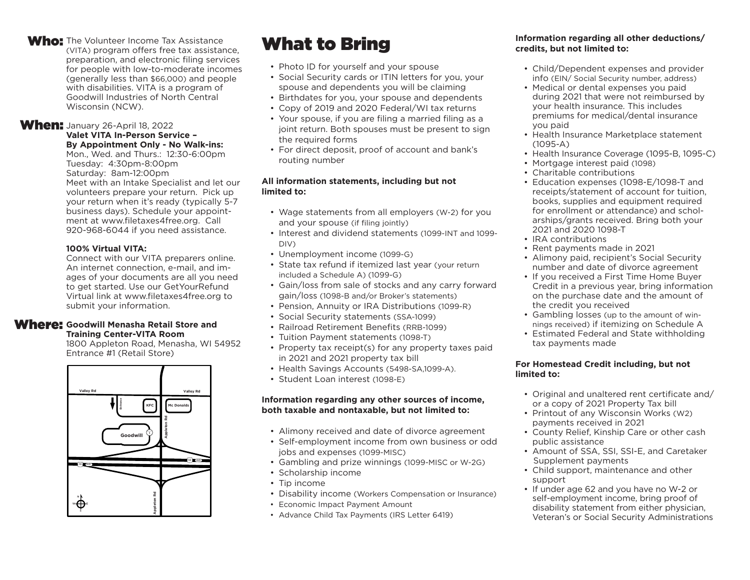**Who:** The Volunteer Income Tax Assistance (VITA) program offers free tax assistance, preparation, and electronic filing services for people with low-to-moderate incomes (generally less than $66,000) and people with disabilities. VITA is a program of Goodwill Industries of North Central Wisconsin (NCW).

**When:** January 26-April 18, 2022

**Valet VITA In-Person Service – By Appointment Only - No Walk-ins:**

Mon., Wed. and Thurs.: 12:30-6:00pm
Tuesday: 4:30pm-8:00pm
Saturday: 8am-12:00pm

Meet with an Intake Specialist and let our volunteers prepare your return. Pick up your return when it's ready (typically 5-7 business days). Schedule your appointment at www.filetaxes4free.org. Call 920-968-6044 if you need assistance.

**100% Virtual VITA:**

Connect with our VITA preparers online. An internet connection, e-mail, and images of your documents are all you need to get started. Use our GetYourRefund Virtual link at www.filetaxes4free.org to submit your information.

**Where:** **Goodwill Menasha Retail Store and Training Center-VITA Room**

1800 Appleton Road, Menasha, WI 54952
Entrance #1 (Retail Store)

# What to Bring

- Photo ID for yourself and your spouse
- Social Security cards or ITIN letters for you, your spouse and dependents you will be claiming
- Birthdates for you, your spouse and dependents
- Copy of 2019 and 2020 Federal/WI tax returns
- Your spouse, if you are filing a married filing as a joint return. Both spouses must be present to sign the required forms
- For direct deposit, proof of account and bank's routing number

**All information statements, including but not limited to:**

- Wage statements from all employers (W-2) for you and your spouse (if filing jointly)
- Interest and dividend statements (1099-INT and 1099-DIV)
- Unemployment income (1099-G)
- State tax refund if itemized last year (your return included a Schedule A) (1099-G)
- Gain/loss from sale of stocks and any carry forward gain/loss (1098-B and/or Broker's statements)
- Pension, Annuity or IRA Distributions (1099-R)
- Social Security statements (SSA-1099)
- Railroad Retirement Benefits (RRB-1099)
- Tuition Payment statements (1098-T)
- Property tax receipt(s) for any property taxes paid in 2021 and 2021 property tax bill
- Health Savings Accounts (5498-SA,1099-A).
- Student Loan interest (1098-E)

**Information regarding any other sources of income, both taxable and nontaxable, but not limited to:**

- Alimony received and date of divorce agreement
- Self-employment income from own business or odd jobs and expenses (1099-MISC)
- Gambling and prize winnings (1099-MISC or W-2G)
- Scholarship income
- Tip income
- Disability income (Workers Compensation or Insurance)
- Economic Impact Payment Amount
- Advance Child Tax Payments (IRS Letter 6419)

**Information regarding all other deductions/ credits, but not limited to:**

- Child/Dependent expenses and provider info (EIN/ Social Security number, address)
- Medical or dental expenses you paid during 2021 that were not reimbursed by your health insurance. This includes premiums for medical/dental insurance you paid
- Health Insurance Marketplace statement (1095-A)
- Health Insurance Coverage (1095-B, 1095-C)
- Mortgage interest paid (1098)
- Charitable contributions
- Education expenses (1098-E/1098-T and receipts/statement of account for tuition, books, supplies and equipment required for enrollment or attendance) and scholarships/grants received. Bring both your 2021 and 2020 1098-T
- IRA contributions
- Rent payments made in 2021
- Alimony paid, recipient's Social Security number and date of divorce agreement
- If you received a First Time Home Buyer Credit in a previous year, bring information on the purchase date and the amount of the credit you received
- Gambling losses (up to the amount of winnings received) if itemizing on Schedule A
- Estimated Federal and State withholding tax payments made

**For Homestead Credit including, but not limited to:**

- Original and unaltered rent certificate and/ or a copy of 2021 Property Tax bill
- Printout of any Wisconsin Works (W2) payments received in 2021
- County Relief, Kinship Care or other cash public assistance
- Amount of SSA, SSI, SSI-E, and Caretaker Supplement payments
- Child support, maintenance and other support
- If under age 62 and you have no W-2 or self-employment income, bring proof of disability statement from either physician, Veteran's or Social Security Administrations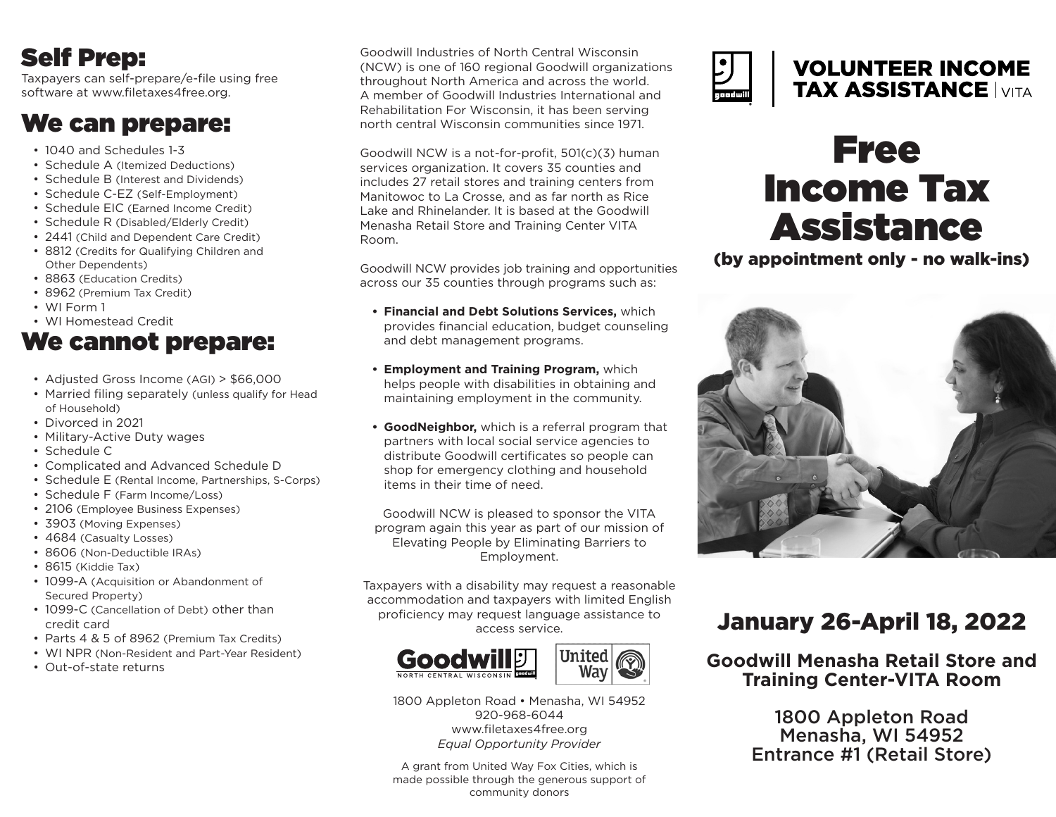## Self Prep:

Taxpayers can self-prepare/e-file using free software at www.filetaxes4free.org.

## We can prepare:

- 1040 and Schedules 1-3
- Schedule A (Itemized Deductions)
- Schedule B (Interest and Dividends)
- Schedule C-EZ (Self-Employment)
- Schedule EIC (Earned Income Credit)
- Schedule R (Disabled/Elderly Credit)
- 2441 (Child and Dependent Care Credit)
- 8812 (Credits for Qualifying Children and Other Dependents)
- 8863 (Education Credits)
- 8962 (Premium Tax Credit)
- WI Form 1
- WI Homestead Credit

## We cannot prepare:

- Adjusted Gross Income (AGI) > $66,000
- Married filing separately (unless qualify for Head of Household)
- Divorced in 2021
- Military-Active Duty wages
- Schedule C
- Complicated and Advanced Schedule D
- Schedule E (Rental Income, Partnerships, S-Corps)
- Schedule F (Farm Income/Loss)
- 2106 (Employee Business Expenses)
- 3903 (Moving Expenses)
- 4684 (Casualty Losses)
- 8606 (Non-Deductible IRAs)
- 8615 (Kiddie Tax)
- 1099-A (Acquisition or Abandonment of Secured Property)
- 1099-C (Cancellation of Debt) other than credit card
- Parts 4 & 5 of 8962 (Premium Tax Credits)
- WI NPR (Non-Resident and Part-Year Resident)
- Out-of-state returns

Goodwill Industries of North Central Wisconsin (NCW) is one of 160 regional Goodwill organizations throughout North America and across the world. A member of Goodwill Industries International and Rehabilitation For Wisconsin, it has been serving north central Wisconsin communities since 1971.

Goodwill NCW is a not-for-profit, 501(c)(3) human services organization. It covers 35 counties and includes 27 retail stores and training centers from Manitowoc to La Crosse, and as far north as Rice Lake and Rhinelander. It is based at the Goodwill Menasha Retail Store and Training Center VITA Room.

Goodwill NCW provides job training and opportunities across our 35 counties through programs such as:

- **Financial and Debt Solutions Services,** which provides financial education, budget counseling and debt management programs.
- **Employment and Training Program,** which helps people with disabilities in obtaining and maintaining employment in the community.
- **GoodNeighbor,** which is a referral program that partners with local social service agencies to distribute Goodwill certificates so people can shop for emergency clothing and household items in their time of need.

Goodwill NCW is pleased to sponsor the VITA program again this year as part of our mission of Elevating People by Eliminating Barriers to Employment.

Taxpayers with a disability may request a reasonable accommodation and taxpayers with limited English proficiency may request language assistance to access service.

Goodwill NORTH CENTRAL WISCONSIN | United Way

1800 Appleton Road • Menasha, WI 54952
920-968-6044
www.filetaxes4free.org
*Equal Opportunity Provider*

A grant from United Way Fox Cities, which is made possible through the generous support of community donors

**VOLUNTEER INCOME TAX ASSISTANCE | VITA**

# Free Income Tax Assistance

**(by appointment only - no walk-ins)**

## January 26-April 18, 2022

**Goodwill Menasha Retail Store and Training Center-VITA Room**

1800 Appleton Road
Menasha, WI 54952
Entrance #1 (Retail Store)